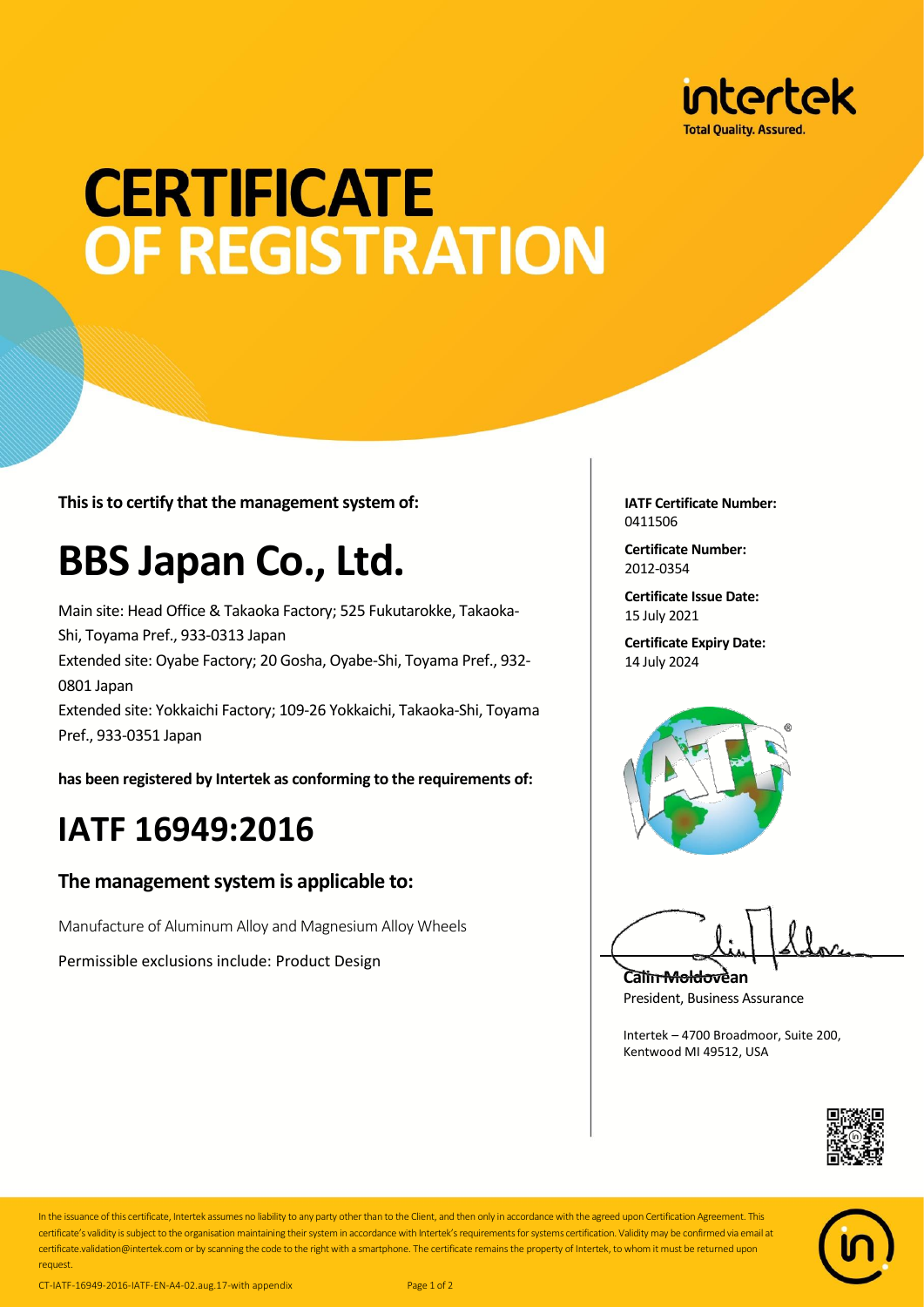intertek
Total Quality. Assured.

# CERTIFICATE OF REGISTRATION

**This is to certify that the management system of:**

# BBS Japan Co., Ltd.

Main site: Head Office & Takaoka Factory; 525 Fukutarokke, Takaoka-Shi, Toyama Pref., 933-0313 Japan
Extended site: Oyabe Factory; 20 Gosha, Oyabe-Shi, Toyama Pref., 932-0801 Japan
Extended site: Yokkaichi Factory; 109-26 Yokkaichi, Takaoka-Shi, Toyama Pref., 933-0351 Japan

**has been registered by Intertek as conforming to the requirements of:**

# IATF 16949:2016

## The management system is applicable to:

Manufacture of Aluminum Alloy and Magnesium Alloy Wheels

Permissible exclusions include: Product Design

**IATF Certificate Number:**
0411506

**Certificate Number:**
2012-0354

**Certificate Issue Date:**
15 July 2021

**Certificate Expiry Date:**
14 July 2024

**Calin Moldovean**
President, Business Assurance

Intertek – 4700 Broadmoor, Suite 200,
Kentwood MI 49512, USA

In the issuance of this certificate, Intertek assumes no liability to any party other than to the Client, and then only in accordance with the agreed upon Certification Agreement. This certificate's validity is subject to the organisation maintaining their system in accordance with Intertek's requirements for systems certification. Validity may be confirmed via email at certificate.validation@intertek.com or by scanning the code to the right with a smartphone. The certificate remains the property of Intertek, to whom it must be returned upon request.

CT-IATF-16949-2016-IATF-EN-A4-02.aug.17-with appendix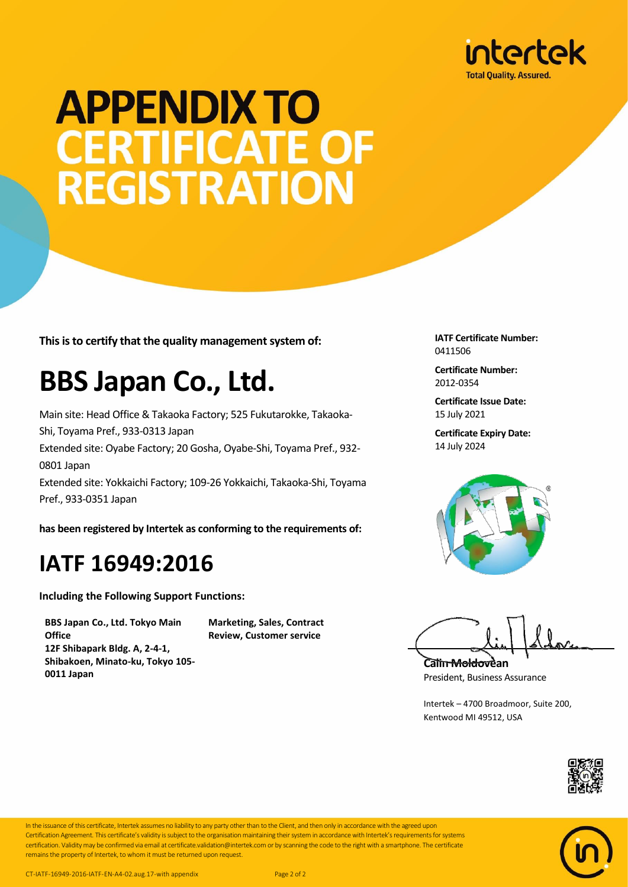# APPENDIX TO CERTIFICATE OF REGISTRATION

**This is to certify that the quality management system of:**

# BBS Japan Co., Ltd.

Main site: Head Office & Takaoka Factory; 525 Fukutarokke, Takaoka-Shi, Toyama Pref., 933-0313 Japan
Extended site: Oyabe Factory; 20 Gosha, Oyabe-Shi, Toyama Pref., 932-0801 Japan
Extended site: Yokkaichi Factory; 109-26 Yokkaichi, Takaoka-Shi, Toyama Pref., 933-0351 Japan

**has been registered by Intertek as conforming to the requirements of:**

# IATF 16949:2016

**Including the Following Support Functions:**

| | |
|---|---|
| **BBS Japan Co., Ltd. Tokyo Main Office 12F Shibapark Bldg. A, 2-4-1, Shibakoen, Minato-ku, Tokyo 105-0011 Japan** | **Marketing, Sales, Contract Review, Customer service** |

**IATF Certificate Number:**
0411506

**Certificate Number:**
2012-0354

**Certificate Issue Date:**
15 July 2021

**Certificate Expiry Date:**
14 July 2024

**Calin Moldovean**
President, Business Assurance

Intertek – 4700 Broadmoor, Suite 200, Kentwood MI 49512, USA

In the issuance of this certificate, Intertek assumes no liability to any party other than to the Client, and then only in accordance with the agreed upon Certification Agreement. This certificate's validity is subject to the organisation maintaining their system in accordance with Intertek's requirements for systems certification. Validity may be confirmed via email at certificate.validation@intertek.com or by scanning the code to the right with a smartphone. The certificate remains the property of Intertek, to whom it must be returned upon request.

CT-IATF-16949-2016-IATF-EN-A4-02.aug.17-with appendix